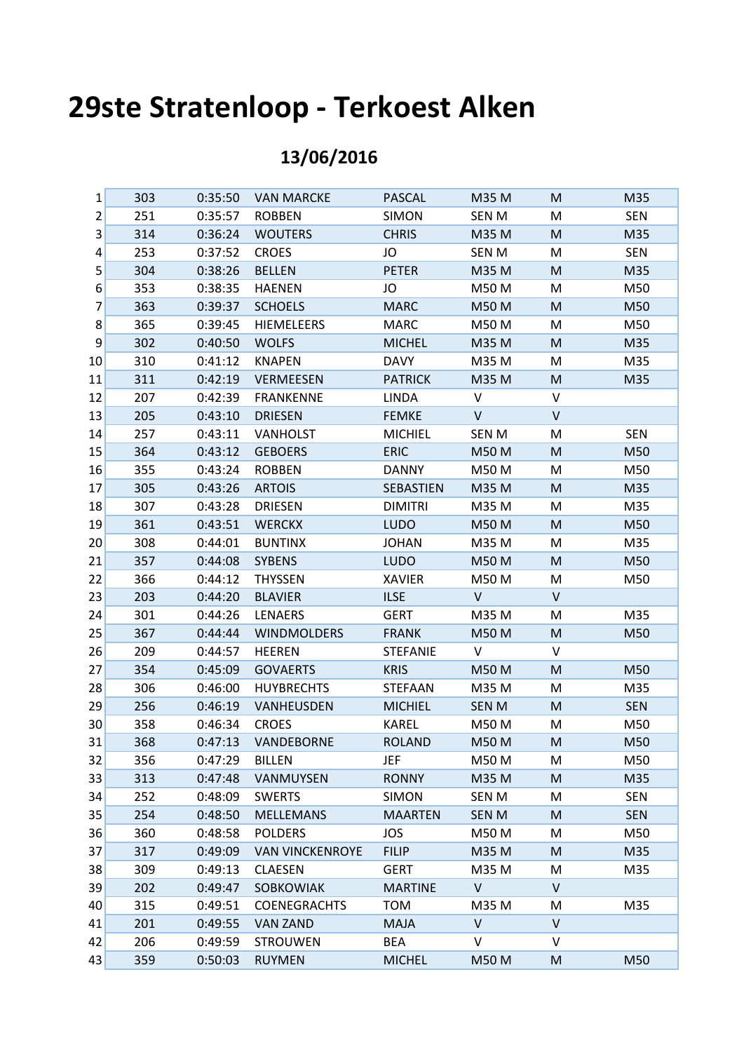# 29ste Stratenloop - Terkoest Alken

## 13/06/2016

| | | | | | | | |
|---|---|---|---|---|---|---|---|
| 1 | 303 | 0:35:50 | VAN MARCKE | PASCAL | M35 M | M | M35 |
| 2 | 251 | 0:35:57 | ROBBEN | SIMON | SEN M | M | SEN |
| 3 | 314 | 0:36:24 | WOUTERS | CHRIS | M35 M | M | M35 |
| 4 | 253 | 0:37:52 | CROES | JO | SEN M | M | SEN |
| 5 | 304 | 0:38:26 | BELLEN | PETER | M35 M | M | M35 |
| 6 | 353 | 0:38:35 | HAENEN | JO | M50 M | M | M50 |
| 7 | 363 | 0:39:37 | SCHOELS | MARC | M50 M | M | M50 |
| 8 | 365 | 0:39:45 | HIEMELEERS | MARC | M50 M | M | M50 |
| 9 | 302 | 0:40:50 | WOLFS | MICHEL | M35 M | M | M35 |
| 10 | 310 | 0:41:12 | KNAPEN | DAVY | M35 M | M | M35 |
| 11 | 311 | 0:42:19 | VERMEESEN | PATRICK | M35 M | M | M35 |
| 12 | 207 | 0:42:39 | FRANKENNE | LINDA | V | V | |
| 13 | 205 | 0:43:10 | DRIESEN | FEMKE | V | V | |
| 14 | 257 | 0:43:11 | VANHOLST | MICHIEL | SEN M | M | SEN |
| 15 | 364 | 0:43:12 | GEBOERS | ERIC | M50 M | M | M50 |
| 16 | 355 | 0:43:24 | ROBBEN | DANNY | M50 M | M | M50 |
| 17 | 305 | 0:43:26 | ARTOIS | SEBASTIEN | M35 M | M | M35 |
| 18 | 307 | 0:43:28 | DRIESEN | DIMITRI | M35 M | M | M35 |
| 19 | 361 | 0:43:51 | WERCKX | LUDO | M50 M | M | M50 |
| 20 | 308 | 0:44:01 | BUNTINX | JOHAN | M35 M | M | M35 |
| 21 | 357 | 0:44:08 | SYBENS | LUDO | M50 M | M | M50 |
| 22 | 366 | 0:44:12 | THYSSEN | XAVIER | M50 M | M | M50 |
| 23 | 203 | 0:44:20 | BLAVIER | ILSE | V | V | |
| 24 | 301 | 0:44:26 | LENAERS | GERT | M35 M | M | M35 |
| 25 | 367 | 0:44:44 | WINDMOLDERS | FRANK | M50 M | M | M50 |
| 26 | 209 | 0:44:57 | HEEREN | STEFANIE | V | V | |
| 27 | 354 | 0:45:09 | GOVAERTS | KRIS | M50 M | M | M50 |
| 28 | 306 | 0:46:00 | HUYBRECHTS | STEFAAN | M35 M | M | M35 |
| 29 | 256 | 0:46:19 | VANHEUSDEN | MICHIEL | SEN M | M | SEN |
| 30 | 358 | 0:46:34 | CROES | KAREL | M50 M | M | M50 |
| 31 | 368 | 0:47:13 | VANDEBORNE | ROLAND | M50 M | M | M50 |
| 32 | 356 | 0:47:29 | BILLEN | JEF | M50 M | M | M50 |
| 33 | 313 | 0:47:48 | VANMUYSEN | RONNY | M35 M | M | M35 |
| 34 | 252 | 0:48:09 | SWERTS | SIMON | SEN M | M | SEN |
| 35 | 254 | 0:48:50 | MELLEMANS | MAARTEN | SEN M | M | SEN |
| 36 | 360 | 0:48:58 | POLDERS | JOS | M50 M | M | M50 |
| 37 | 317 | 0:49:09 | VAN VINCKENROYE | FILIP | M35 M | M | M35 |
| 38 | 309 | 0:49:13 | CLAESEN | GERT | M35 M | M | M35 |
| 39 | 202 | 0:49:47 | SOBKOWIAK | MARTINE | V | V | |
| 40 | 315 | 0:49:51 | COENEGRACHTS | TOM | M35 M | M | M35 |
| 41 | 201 | 0:49:55 | VAN ZAND | MAJA | V | V | |
| 42 | 206 | 0:49:59 | STROUWEN | BEA | V | V | |
| 43 | 359 | 0:50:03 | RUYMEN | MICHEL | M50 M | M | M50 |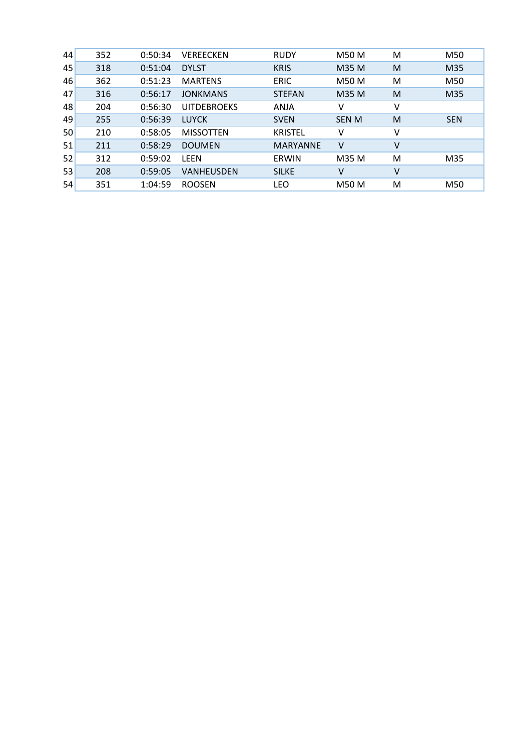| | | | | | | | |
|---|---|---|---|---|---|---|---|
| 44 | 352 | 0:50:34 | VEREECKEN | RUDY | M50 M | M | M50 |
| 45 | 318 | 0:51:04 | DYLST | KRIS | M35 M | M | M35 |
| 46 | 362 | 0:51:23 | MARTENS | ERIC | M50 M | M | M50 |
| 47 | 316 | 0:56:17 | JONKMANS | STEFAN | M35 M | M | M35 |
| 48 | 204 | 0:56:30 | UITDEBROEKS | ANJA | V | V | |
| 49 | 255 | 0:56:39 | LUYCK | SVEN | SEN M | M | SEN |
| 50 | 210 | 0:58:05 | MISSOTTEN | KRISTEL | V | V | |
| 51 | 211 | 0:58:29 | DOUMEN | MARYANNE | V | V | |
| 52 | 312 | 0:59:02 | LEEN | ERWIN | M35 M | M | M35 |
| 53 | 208 | 0:59:05 | VANHEUSDEN | SILKE | V | V | |
| 54 | 351 | 1:04:59 | ROOSEN | LEO | M50 M | M | M50 |